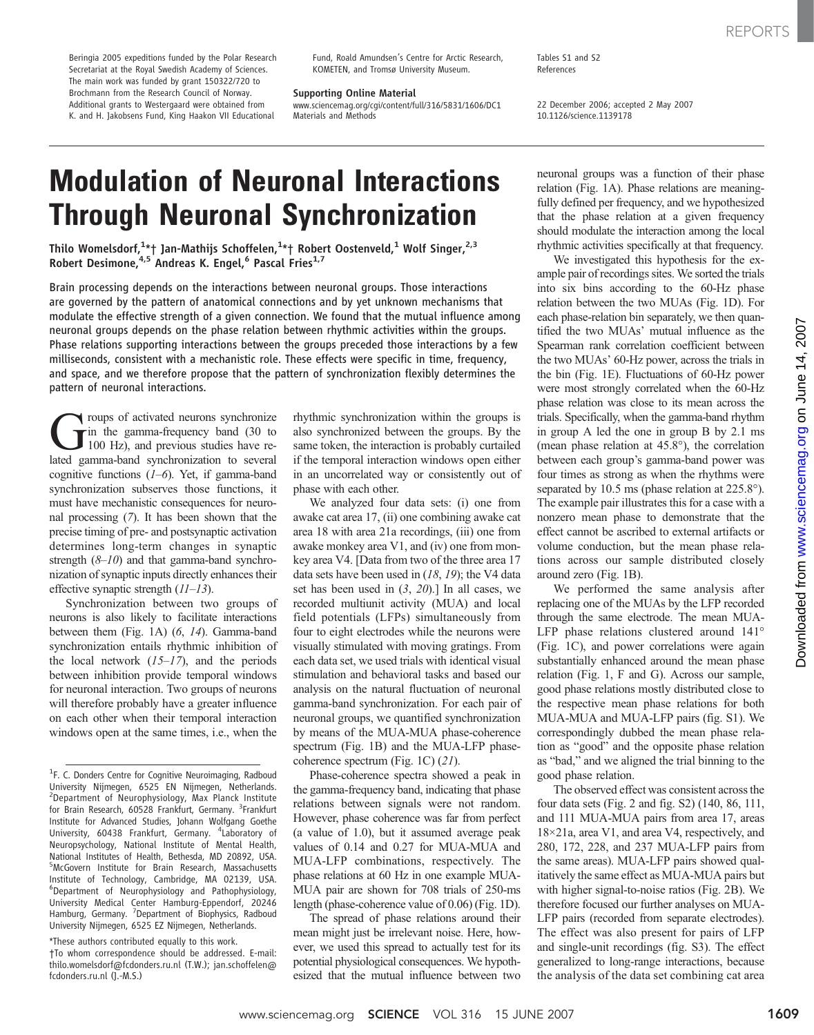Beringia 2005 expeditions funded by the Polar Research Secretariat at the Royal Swedish Academy of Sciences. The main work was funded by grant 150322/720 to Brochmann from the Research Council of Norway. Additional grants to Westergaard were obtained from K. and H. Jakobsens Fund, King Haakon VII Educational Fund, Roald Amundsen's Centre for Arctic Research, KOMETEN, and Tromsø University Museum.

**Supporting Online Material**
www.sciencemag.org/cgi/content/full/316/5831/1606/DC1
Materials and Methods
Tables S1 and S2
References

22 December 2006; accepted 2 May 2007
10.1126/science.1139178

# Modulation of Neuronal Interactions Through Neuronal Synchronization

**Thilo Womelsdorf,[1*†] Jan-Mathijs Schoffelen,[1*†] Robert Oostenveld,[1] Wolf Singer,[2,3] Robert Desimone,[4,5] Andreas K. Engel,[6] Pascal Fries[1,7]**

**Brain processing depends on the interactions between neuronal groups. Those interactions are governed by the pattern of anatomical connections and by yet unknown mechanisms that modulate the effective strength of a given connection. We found that the mutual influence among neuronal groups depends on the phase relation between rhythmic activities within the groups. Phase relations supporting interactions between the groups preceded those interactions by a few milliseconds, consistent with a mechanistic role. These effects were specific in time, frequency, and space, and we therefore propose that the pattern of synchronization flexibly determines the pattern of neuronal interactions.**

Groups of activated neurons synchronize in the gamma-frequency band (30 to 100 Hz), and previous studies have related gamma-band synchronization to several cognitive functions (*1*–*6*). Yet, if gamma-band synchronization subserves those functions, it must have mechanistic consequences for neuronal processing (*7*). It has been shown that the precise timing of pre- and postsynaptic activation determines long-term changes in synaptic strength (*8*–*10*) and that gamma-band synchronization of synaptic inputs directly enhances their effective synaptic strength (*11*–*13*).

Synchronization between two groups of neurons is also likely to facilitate interactions between them (Fig. 1A) (*6*, *14*). Gamma-band synchronization entails rhythmic inhibition of the local network (*15*–*17*), and the periods between inhibition provide temporal windows for neuronal interaction. Two groups of neurons will therefore probably have a greater influence on each other when their temporal interaction windows open at the same times, i.e., when the rhythmic synchronization within the groups is also synchronized between the groups. By the same token, the interaction is probably curtailed if the temporal interaction windows open either in an uncorrelated way or consistently out of phase with each other.

We analyzed four data sets: (i) one from awake cat area 17, (ii) one combining awake cat area 18 with area 21a recordings, (iii) one from awake monkey area V1, and (iv) one from monkey area V4. [Data from two of the three area 17 data sets have been used in (*18*, *19*); the V4 data set has been used in (*3*, *20*).] In all cases, we recorded multiunit activity (MUA) and local field potentials (LFPs) simultaneously from four to eight electrodes while the neurons were visually stimulated with moving gratings. From each data set, we used trials with identical visual stimulation and behavioral tasks and based our analysis on the natural fluctuation of neuronal gamma-band synchronization. For each pair of neuronal groups, we quantified synchronization by means of the MUA-MUA phase-coherence spectrum (Fig. 1B) and the MUA-LFP phase-coherence spectrum (Fig. 1C) (*21*).

Phase-coherence spectra showed a peak in the gamma-frequency band, indicating that phase relations between signals were not random. However, phase coherence was far from perfect (a value of 1.0), but it assumed average peak values of 0.14 and 0.27 for MUA-MUA and MUA-LFP combinations, respectively. The phase relations at 60 Hz in one example MUA-MUA pair are shown for 708 trials of 250-ms length (phase-coherence value of 0.06) (Fig. 1D).

The spread of phase relations around their mean might just be irrelevant noise. Here, however, we used this spread to actually test for its potential physiological consequences. We hypothesized that the mutual influence between two neuronal groups was a function of their phase relation (Fig. 1A). Phase relations are meaningfully defined per frequency, and we hypothesized that the phase relation at a given frequency should modulate the interaction among the local rhythmic activities specifically at that frequency.

We investigated this hypothesis for the example pair of recordings sites. We sorted the trials into six bins according to the 60-Hz phase relation between the two MUAs (Fig. 1D). For each phase-relation bin separately, we then quantified the two MUAs' mutual influence as the Spearman rank correlation coefficient between the two MUAs' 60-Hz power, across the trials in the bin (Fig. 1E). Fluctuations of 60-Hz power were most strongly correlated when the 60-Hz phase relation was close to its mean across the trials. Specifically, when the gamma-band rhythm in group A led the one in group B by 2.1 ms (mean phase relation at 45.8°), the correlation between each group's gamma-band power was four times as strong as when the rhythms were separated by 10.5 ms (phase relation at 225.8°). The example pair illustrates this for a case with a nonzero mean phase to demonstrate that the effect cannot be ascribed to external artifacts or volume conduction, but the mean phase relations across our sample distributed closely around zero (Fig. 1B).

We performed the same analysis after replacing one of the MUAs by the LFP recorded through the same electrode. The mean MUA-LFP phase relations clustered around 141° (Fig. 1C), and power correlations were again substantially enhanced around the mean phase relation (Fig. 1, F and G). Across our sample, good phase relations mostly distributed close to the respective mean phase relations for both MUA-MUA and MUA-LFP pairs (fig. S1). We correspondingly dubbed the mean phase relation as "good" and the opposite phase relation as "bad," and we aligned the trial binning to the good phase relation.

The observed effect was consistent across the four data sets (Fig. 2 and fig. S2) (140, 86, 111, and 111 MUA-MUA pairs from area 17, areas 18×21a, area V1, and area V4, respectively, and 280, 172, 228, and 237 MUA-LFP pairs from the same areas). MUA-LFP pairs showed qualitatively the same effect as MUA-MUA pairs but with higher signal-to-noise ratios (Fig. 2B). We therefore focused our further analyses on MUA-LFP pairs (recorded from separate electrodes). The effect was also present for pairs of LFP and single-unit recordings (fig. S3). The effect generalized to long-range interactions, because the analysis of the data set combining cat area

[1]F. C. Donders Centre for Cognitive Neuroimaging, Radboud University Nijmegen, 6525 EN Nijmegen, Netherlands. [2]Department of Neurophysiology, Max Planck Institute for Brain Research, 60528 Frankfurt, Germany. [3]Frankfurt Institute for Advanced Studies, Johann Wolfgang Goethe University, 60438 Frankfurt, Germany. [4]Laboratory of Neuropsychology, National Institute of Mental Health, National Institutes of Health, Bethesda, MD 20892, USA. [5]McGovern Institute for Brain Research, Massachusetts Institute of Technology, Cambridge, MA 02139, USA. [6]Department of Neurophysiology and Pathophysiology, University Medical Center Hamburg-Eppendorf, 20246 Hamburg, Germany. [7]Department of Biophysics, Radboud University Nijmegen, 6525 EZ Nijmegen, Netherlands.

*These authors contributed equally to this work.
†To whom correspondence should be addressed. E-mail: thilo.womelsdorf@fcdonders.ru.nl (T.W.); jan.schoffelen@fcdonders.ru.nl (J.-M.S.)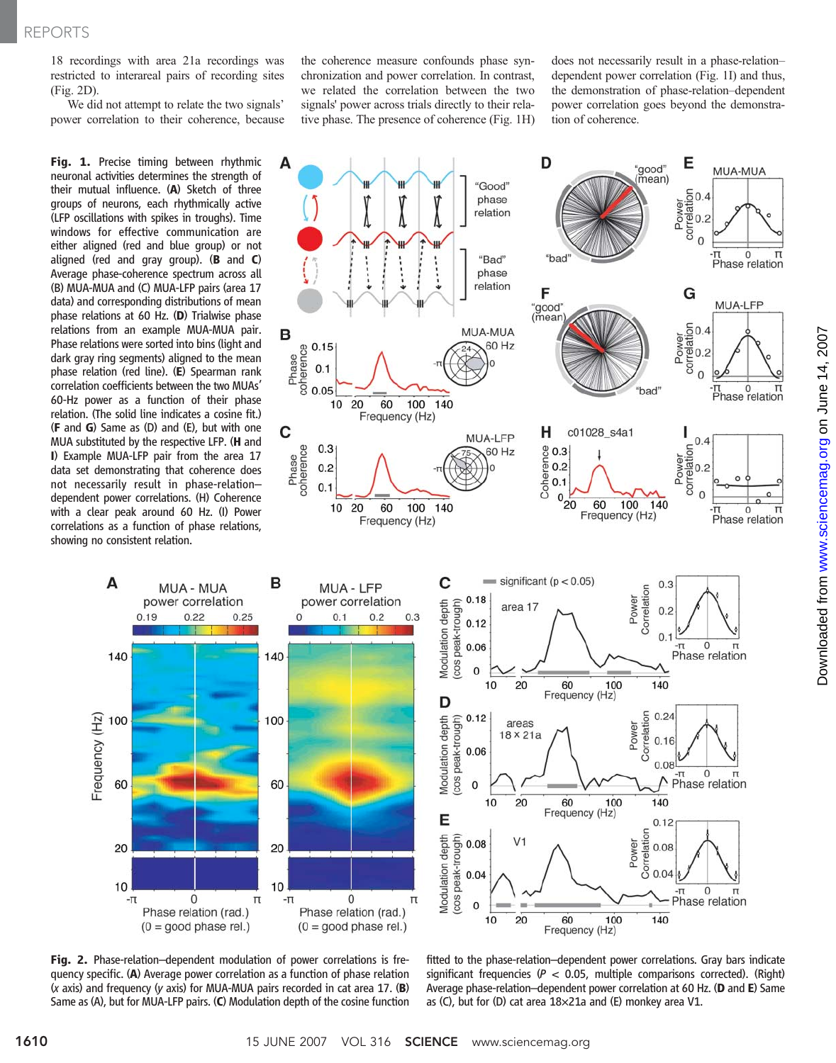18 recordings with area 21a recordings was restricted to interareal pairs of recording sites (Fig. 2D).

We did not attempt to relate the two signals' power correlation to their coherence, because the coherence measure confounds phase synchronization and power correlation. In contrast, we related the correlation between the two signals' power across trials directly to their relative phase. The presence of coherence (Fig. 1H) does not necessarily result in a phase-relation–dependent power correlation (Fig. 1I) and thus, the demonstration of phase-relation–dependent power correlation goes beyond the demonstration of coherence.

**Fig. 1.** Precise timing between rhythmic neuronal activities determines the strength of their mutual influence. (**A**) Sketch of three groups of neurons, each rhythmically active (LFP oscillations with spikes in troughs). Time windows for effective communication are either aligned (red and blue group) or not aligned (red and gray group). (**B** and **C**) Average phase-coherence spectrum across all (B) MUA-MUA and (C) MUA-LFP pairs (area 17 data) and corresponding distributions of mean phase relations at 60 Hz. (**D**) Trialwise phase relations from an example MUA-MUA pair. Phase relations were sorted into bins (light and dark gray ring segments) aligned to the mean phase relation (red line). (**E**) Spearman rank correlation coefficients between the two MUAs' 60-Hz power as a function of their phase relation. (The solid line indicates a cosine fit.) (**F** and **G**) Same as (D) and (E), but with one MUA substituted by the respective LFP. (**H** and **I**) Example MUA-LFP pair from the area 17 data set demonstrating that coherence does not necessarily result in phase-relation–dependent power correlations. (H) Coherence with a clear peak around 60 Hz. (I) Power correlations as a function of phase relations, showing no consistent relation.

**Fig. 2.** Phase-relation–dependent modulation of power correlations is frequency specific. (**A**) Average power correlation as a function of phase relation (*x* axis) and frequency (*y* axis) for MUA-MUA pairs recorded in cat area 17. (**B**) Same as (A), but for MUA-LFP pairs. (**C**) Modulation depth of the cosine function fitted to the phase-relation–dependent power correlations. Gray bars indicate significant frequencies ($P < 0.05$, multiple comparisons corrected). (Right) Average phase-relation–dependent power correlation at 60 Hz. (**D** and **E**) Same as (C), but for (D) cat area 18×21a and (E) monkey area V1.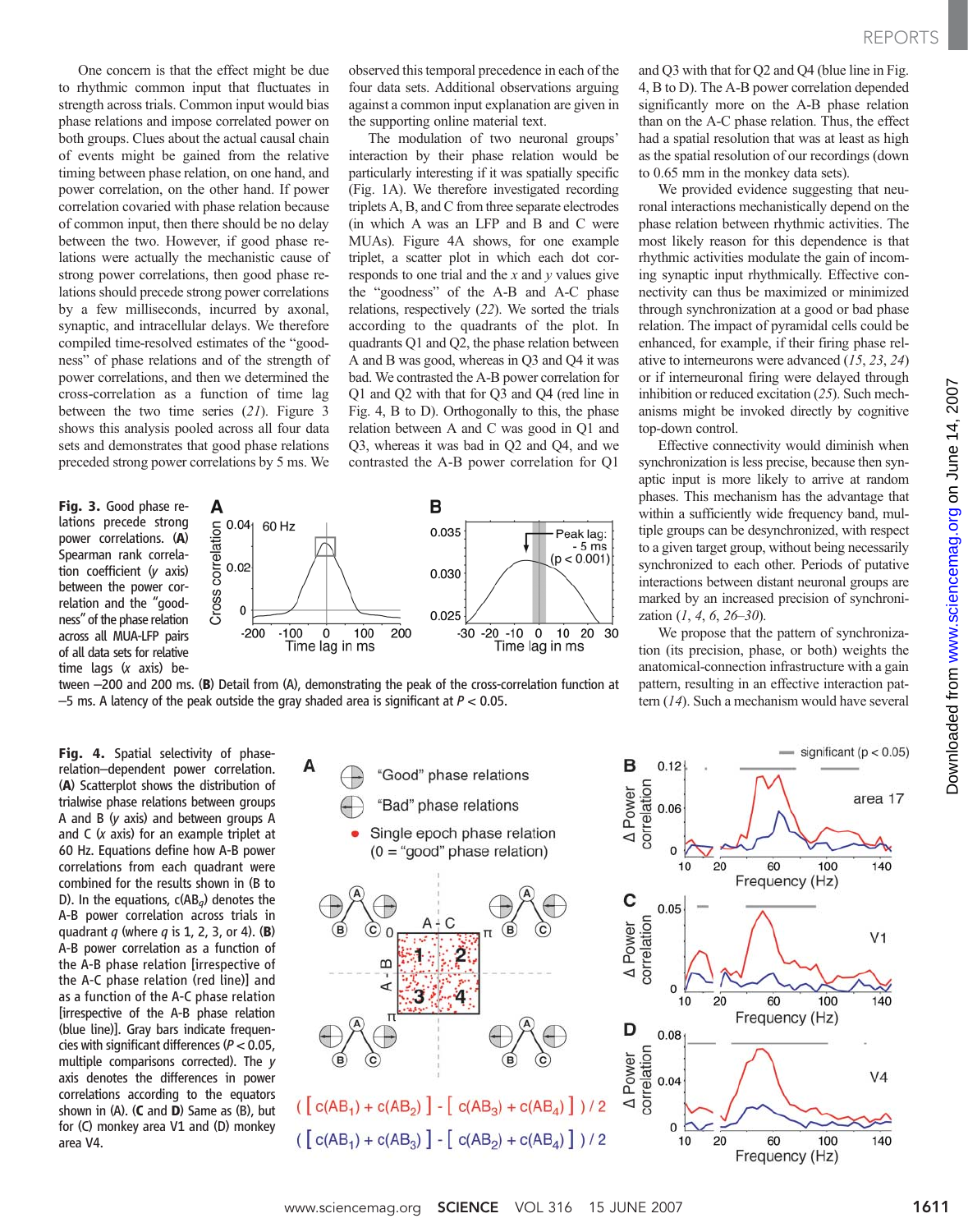One concern is that the effect might be due to rhythmic common input that fluctuates in strength across trials. Common input would bias phase relations and impose correlated power on both groups. Clues about the actual causal chain of events might be gained from the relative timing between phase relation, on one hand, and power correlation, on the other hand. If power correlation covaried with phase relation because of common input, then there should be no delay between the two. However, if good phase relations were actually the mechanistic cause of strong power correlations, then good phase relations should precede strong power correlations by a few milliseconds, incurred by axonal, synaptic, and intracellular delays. We therefore compiled time-resolved estimates of the "goodness" of phase relations and of the strength of power correlations, and then we determined the cross-correlation as a function of time lag between the two time series (21). Figure 3 shows this analysis pooled across all four data sets and demonstrates that good phase relations preceded strong power correlations by 5 ms. We observed this temporal precedence in each of the four data sets. Additional observations arguing against a common input explanation are given in the supporting online material text.

The modulation of two neuronal groups' interaction by their phase relation would be particularly interesting if it was spatially specific (Fig. 1A). We therefore investigated recording triplets A, B, and C from three separate electrodes (in which A was an LFP and B and C were MUAs). Figure 4A shows, for one example triplet, a scatter plot in which each dot corresponds to one trial and the *x* and *y* values give the "goodness" of the A-B and A-C phase relations, respectively (22). We sorted the trials according to the quadrants of the plot. In quadrants Q1 and Q2, the phase relation between A and B was good, whereas in Q3 and Q4 it was bad. We contrasted the A-B power correlation for Q1 and Q2 with that for Q3 and Q4 (red line in Fig. 4, B to D). Orthogonally to this, the phase relation between A and C was good in Q1 and Q3, whereas it was bad in Q2 and Q4, and we contrasted the A-B power correlation for Q1 and Q3 with that for Q2 and Q4 (blue line in Fig. 4, B to D). The A-B power correlation depended significantly more on the A-B phase relation than on the A-C phase relation. Thus, the effect had a spatial resolution that was at least as high as the spatial resolution of our recordings (down to 0.65 mm in the monkey data sets).

We provided evidence suggesting that neuronal interactions mechanistically depend on the phase relation between rhythmic activities. The most likely reason for this dependence is that rhythmic activities modulate the gain of incoming synaptic input rhythmically. Effective connectivity can thus be maximized or minimized through synchronization at a good or bad phase relation. The impact of pyramidal cells could be enhanced, for example, if their firing phase relative to interneurons were advanced (15, 23, 24) or if interneuronal firing were delayed through inhibition or reduced excitation (25). Such mechanisms might be invoked directly by cognitive top-down control.

Effective connectivity would diminish when synchronization is less precise, because then synaptic input is more likely to arrive at random phases. This mechanism has the advantage that within a sufficiently wide frequency band, multiple groups can be desynchronized, with respect to a given target group, without being necessarily synchronized to each other. Periods of putative interactions between distant neuronal groups are marked by an increased precision of synchronization (1, 4, 6, 26–30).

We propose that the pattern of synchronization (its precision, phase, or both) weights the anatomical-connection infrastructure with a gain pattern, resulting in an effective interaction pattern (14). Such a mechanism would have several

**Fig. 3.** Good phase relations precede strong power correlations. (**A**) Spearman rank correlation coefficient (*y* axis) between the power correlation and the "goodness" of the phase relation across all MUA-LFP pairs of all data sets for relative time lags (*x* axis) between −200 and 200 ms. (**B**) Detail from (A), demonstrating the peak of the cross-correlation function at −5 ms. A latency of the peak outside the gray shaded area is significant at $P < 0.05$.

**Fig. 4.** Spatial selectivity of phase-relation–dependent power correlation. (**A**) Scatterplot shows the distribution of trialwise phase relations between groups A and B (*y* axis) and between groups A and C (*x* axis) for an example triplet at 60 Hz. Equations define how A-B power correlations from each quadrant were combined for the results shown in (B to D). In the equations, c($AB_q$) denotes the A-B power correlation across trials in quadrant *q* (where *q* is 1, 2, 3, or 4). (**B**) A-B power correlation as a function of the A-B phase relation [irrespective of the A-C phase relation (red line)] and as a function of the A-C phase relation [irrespective of the A-B phase relation (blue line)]. Gray bars indicate frequencies with significant differences ($P < 0.05$, multiple comparisons corrected). The *y* axis denotes the differences in power correlations according to the equators shown in (A). (**C** and **D**) Same as (B), but for (C) monkey area V1 and (D) monkey area V4.

$$([c(AB_1) + c(AB_2)] - [c(AB_3) + c(AB_4)])/2$$

$$([c(AB_1) + c(AB_3)] - [c(AB_2) + c(AB_4)])/2$$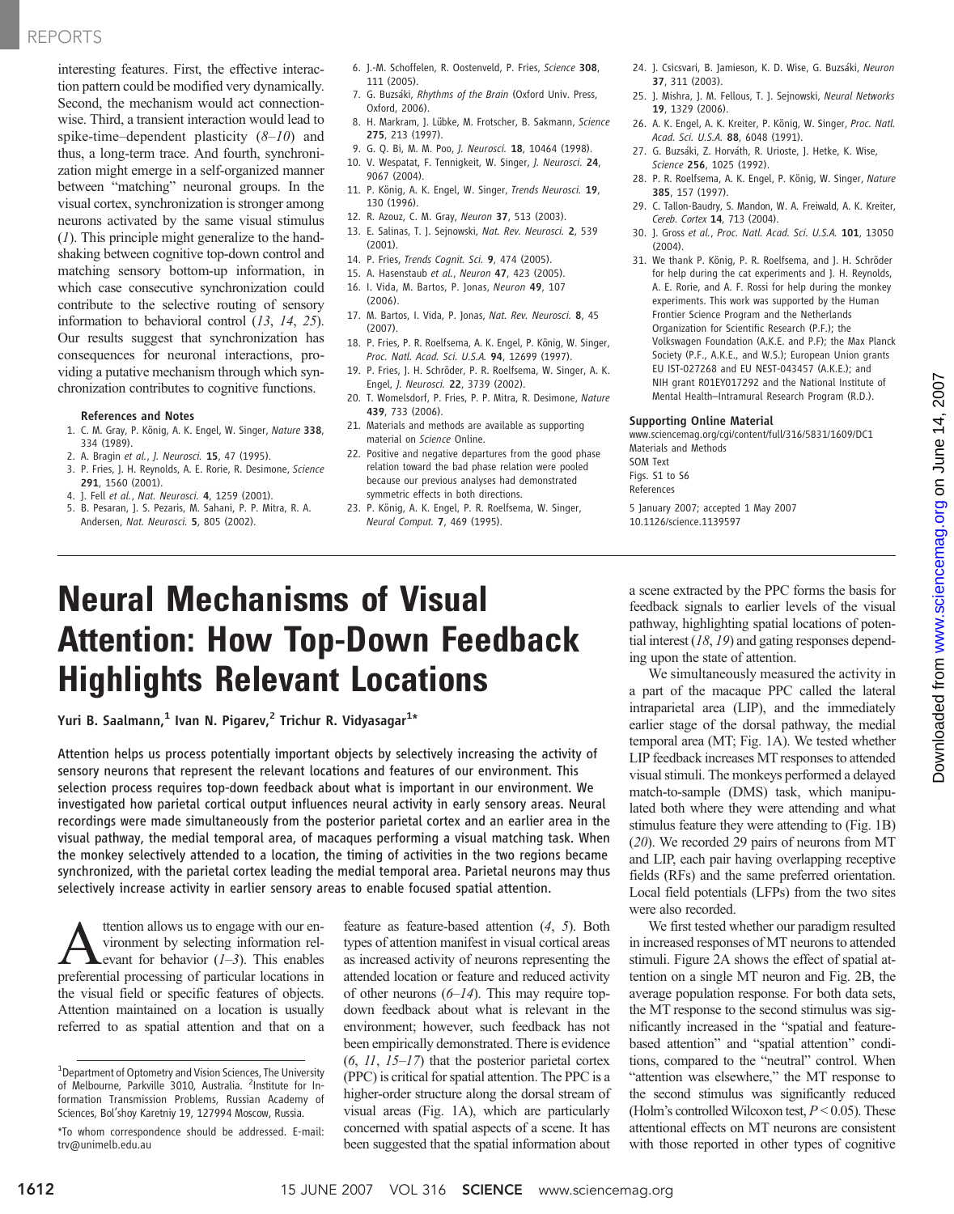interesting features. First, the effective interaction pattern could be modified very dynamically. Second, the mechanism would act connection-wise. Third, a transient interaction would lead to spike-time–dependent plasticity (*8*–*10*) and thus, a long-term trace. And fourth, synchronization might emerge in a self-organized manner between "matching" neuronal groups. In the visual cortex, synchronization is stronger among neurons activated by the same visual stimulus (*1*). This principle might generalize to the handshaking between cognitive top-down control and matching sensory bottom-up information, in which case consecutive synchronization could contribute to the selective routing of sensory information to behavioral control (*13*, *14*, *25*). Our results suggest that synchronization has consequences for neuronal interactions, providing a putative mechanism through which synchronization contributes to cognitive functions.

### References and Notes

1. C. M. Gray, P. König, A. K. Engel, W. Singer, *Nature* **338**, 334 (1989).
2. A. Bragin *et al.*, *J. Neurosci.* **15**, 47 (1995).
3. P. Fries, J. H. Reynolds, A. E. Rorie, R. Desimone, *Science* **291**, 1560 (2001).
4. J. Fell *et al.*, *Nat. Neurosci.* **4**, 1259 (2001).
5. B. Pesaran, J. S. Pezaris, M. Sahani, P. P. Mitra, R. A. Andersen, *Nat. Neurosci.* **5**, 805 (2002).
6. J.-M. Schoffelen, R. Oostenveld, P. Fries, *Science* **308**, 111 (2005).
7. G. Buzsáki, *Rhythms of the Brain* (Oxford Univ. Press, Oxford, 2006).
8. H. Markram, J. Lübke, M. Frotscher, B. Sakmann, *Science* **275**, 213 (1997).
9. G. Q. Bi, M. M. Poo, *J. Neurosci.* **18**, 10464 (1998).
10. V. Wespatat, F. Tennigkeit, W. Singer, *J. Neurosci.* **24**, 9067 (2004).
11. P. König, A. K. Engel, W. Singer, *Trends Neurosci.* **19**, 130 (1996).
12. R. Azouz, C. M. Gray, *Neuron* **37**, 513 (2003).
13. E. Salinas, T. J. Sejnowski, *Nat. Rev. Neurosci.* **2**, 539 (2001).
14. P. Fries, *Trends Cognit. Sci.* **9**, 474 (2005).
15. A. Hasenstaub *et al.*, *Neuron* **47**, 423 (2005).
16. I. Vida, M. Bartos, P. Jonas, *Neuron* **49**, 107 (2006).
17. M. Bartos, I. Vida, P. Jonas, *Nat. Rev. Neurosci.* **8**, 45 (2007).
18. P. Fries, P. R. Roelfsema, A. K. Engel, P. König, W. Singer, *Proc. Natl. Acad. Sci. U.S.A.* **94**, 12699 (1997).
19. P. Fries, J. H. Schröder, P. R. Roelfsema, W. Singer, A. K. Engel, *J. Neurosci.* **22**, 3739 (2002).
20. T. Womelsdorf, P. Fries, P. P. Mitra, R. Desimone, *Nature* **439**, 733 (2006).
21. Materials and methods are available as supporting material on *Science* Online.
22. Positive and negative departures from the good phase relation toward the bad phase relation were pooled because our previous analyses had demonstrated symmetric effects in both directions.
23. P. König, A. K. Engel, P. R. Roelfsema, W. Singer, *Neural Comput.* **7**, 469 (1995).
24. J. Csicsvari, B. Jamieson, K. D. Wise, G. Buzsáki, *Neuron* **37**, 311 (2003).
25. J. Mishra, J. M. Fellous, T. J. Sejnowski, *Neural Networks* **19**, 1329 (2006).
26. A. K. Engel, A. K. Kreiter, P. König, W. Singer, *Proc. Natl. Acad. Sci. U.S.A.* **88**, 6048 (1991).
27. G. Buzsáki, Z. Horváth, R. Urioste, J. Hetke, K. Wise, *Science* **256**, 1025 (1992).
28. P. R. Roelfsema, A. K. Engel, P. König, W. Singer, *Nature* **385**, 157 (1997).
29. C. Tallon-Baudry, S. Mandon, W. A. Freiwald, A. K. Kreiter, *Cereb. Cortex* **14**, 713 (2004).
30. J. Gross *et al.*, *Proc. Natl. Acad. Sci. U.S.A.* **101**, 13050 (2004).
31. We thank P. König, P. R. Roelfsema, and J. H. Schröder for help during the cat experiments and J. H. Reynolds, A. E. Rorie, and A. F. Rossi for help during the monkey experiments. This work was supported by the Human Frontier Science Program and the Netherlands Organization for Scientific Research (P.F.); the Volkswagen Foundation (A.K.E. and P.F); the Max Planck Society (P.F., A.K.E., and W.S.); European Union grants EU IST-027268 and EU NEST-043457 (A.K.E.); and NIH grant R01EY017292 and the National Institute of Mental Health–Intramural Research Program (R.D.).

### Supporting Online Material

www.sciencemag.org/cgi/content/full/316/5831/1609/DC1
Materials and Methods
SOM Text
Figs. S1 to S6
References

5 January 2007; accepted 1 May 2007
10.1126/science.1139597

# Neural Mechanisms of Visual Attention: How Top-Down Feedback Highlights Relevant Locations

**Yuri B. Saalmann,[1] Ivan N. Pigarev,[2] Trichur R. Vidyasagar[1]***

Attention helps us process potentially important objects by selectively increasing the activity of sensory neurons that represent the relevant locations and features of our environment. This selection process requires top-down feedback about what is important in our environment. We investigated how parietal cortical output influences neural activity in early sensory areas. Neural recordings were made simultaneously from the posterior parietal cortex and an earlier area in the visual pathway, the medial temporal area, of macaques performing a visual matching task. When the monkey selectively attended to a location, the timing of activities in the two regions became synchronized, with the parietal cortex leading the medial temporal area. Parietal neurons may thus selectively increase activity in earlier sensory areas to enable focused spatial attention.

Attention allows us to engage with our environment by selecting information relevant for behavior (*1*–*3*). This enables preferential processing of particular locations in the visual field or specific features of objects. Attention maintained on a location is usually referred to as spatial attention and that on a feature as feature-based attention (*4*, *5*). Both types of attention manifest in visual cortical areas as increased activity of neurons representing the attended location or feature and reduced activity of other neurons (*6*–*14*). This may require top-down feedback about what is relevant in the environment; however, such feedback has not been empirically demonstrated. There is evidence (*6*, *11*, *15*–*17*) that the posterior parietal cortex (PPC) is critical for spatial attention. The PPC is a higher-order structure along the dorsal stream of visual areas (Fig. 1A), which are particularly concerned with spatial aspects of a scene. It has been suggested that the spatial information about a scene extracted by the PPC forms the basis for feedback signals to earlier levels of the visual pathway, highlighting spatial locations of potential interest (*18*, *19*) and gating responses depending upon the state of attention.

We simultaneously measured the activity in a part of the macaque PPC called the lateral intraparietal area (LIP), and the immediately earlier stage of the dorsal pathway, the medial temporal area (MT; Fig. 1A). We tested whether LIP feedback increases MT responses to attended visual stimuli. The monkeys performed a delayed match-to-sample (DMS) task, which manipulated both where they were attending and what stimulus feature they were attending to (Fig. 1B) (*20*). We recorded 29 pairs of neurons from MT and LIP, each pair having overlapping receptive fields (RFs) and the same preferred orientation. Local field potentials (LFPs) from the two sites were also recorded.

We first tested whether our paradigm resulted in increased responses of MT neurons to attended stimuli. Figure 2A shows the effect of spatial attention on a single MT neuron and Fig. 2B, the average population response. For both data sets, the MT response to the second stimulus was significantly increased in the "spatial and feature-based attention" and "spatial attention" conditions, compared to the "neutral" control. When "attention was elsewhere," the MT response to the second stimulus was significantly reduced (Holm's controlled Wilcoxon test, $P < 0.05$). These attentional effects on MT neurons are consistent with those reported in other types of cognitive

[1]Department of Optometry and Vision Sciences, The University of Melbourne, Parkville 3010, Australia. [2]Institute for Information Transmission Problems, Russian Academy of Sciences, Bol'shoy Karetniy 19, 127994 Moscow, Russia.

*To whom correspondence should be addressed. E-mail: trv@unimelb.edu.au